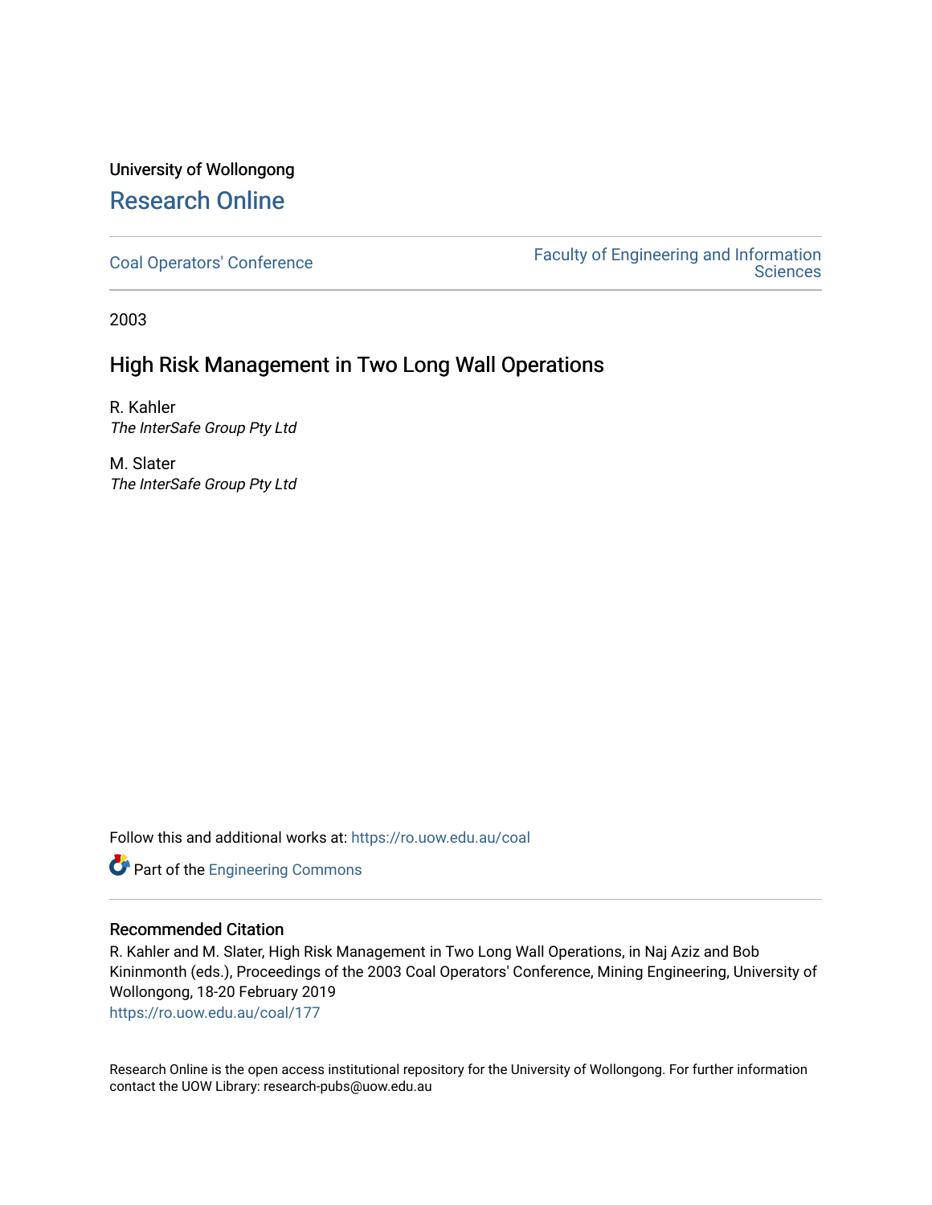University of Wollongong

# Research Online

Coal Operators' Conference | Faculty of Engineering and Information Sciences

2003

## High Risk Management in Two Long Wall Operations

R. Kahler
*The InterSafe Group Pty Ltd*

M. Slater
*The InterSafe Group Pty Ltd*

Follow this and additional works at: https://ro.uow.edu.au/coal

Part of the Engineering Commons

### Recommended Citation

R. Kahler and M. Slater, High Risk Management in Two Long Wall Operations, in Naj Aziz and Bob Kininmonth (eds.), Proceedings of the 2003 Coal Operators' Conference, Mining Engineering, University of Wollongong, 18-20 February 2019
https://ro.uow.edu.au/coal/177

Research Online is the open access institutional repository for the University of Wollongong. For further information contact the UOW Library: research-pubs@uow.edu.au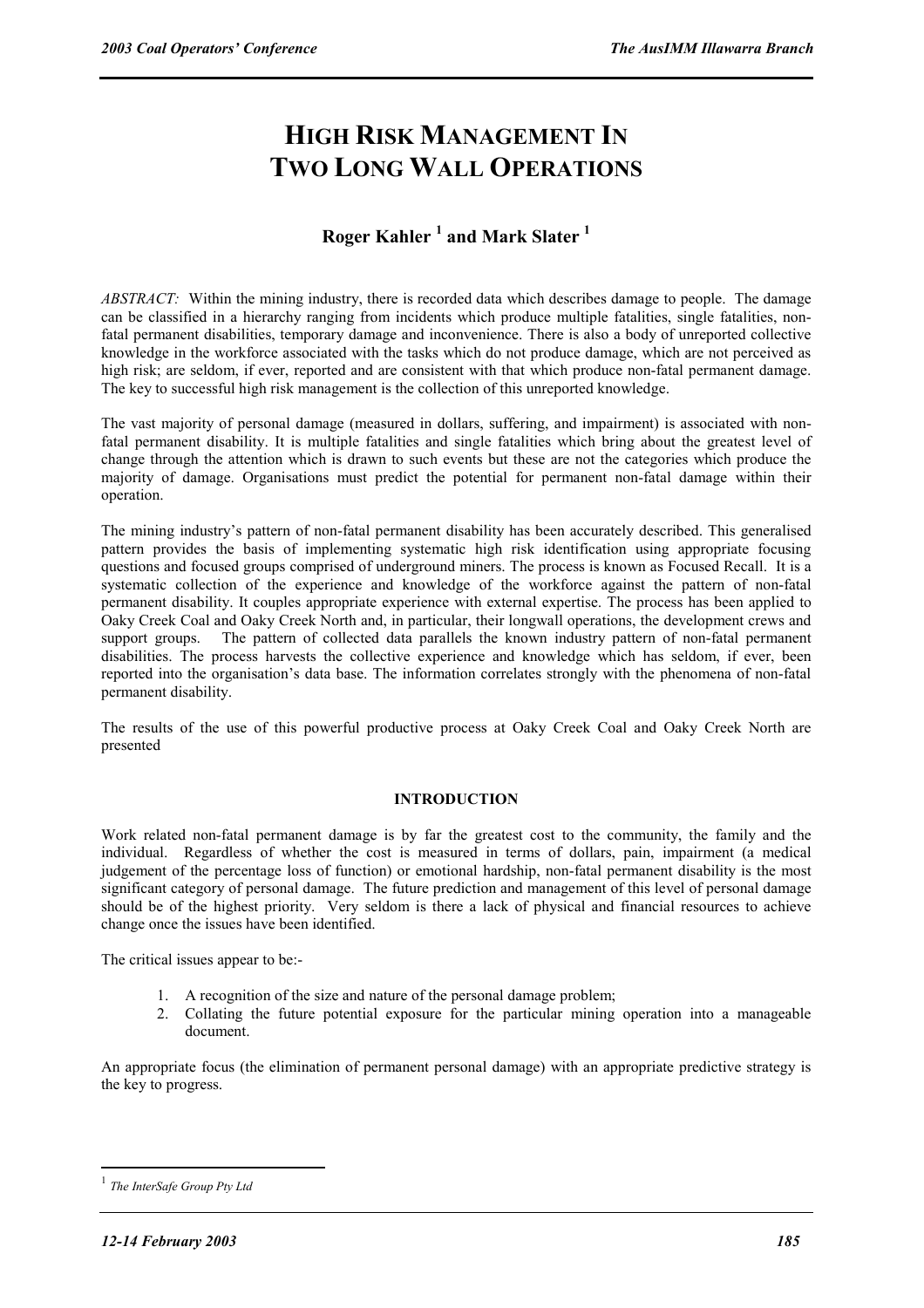# HIGH RISK MANAGEMENT IN TWO LONG WALL OPERATIONS

## Roger Kahler [1] and Mark Slater [1]

*ABSTRACT:* Within the mining industry, there is recorded data which describes damage to people. The damage can be classified in a hierarchy ranging from incidents which produce multiple fatalities, single fatalities, non-fatal permanent disabilities, temporary damage and inconvenience. There is also a body of unreported collective knowledge in the workforce associated with the tasks which do not produce damage, which are not perceived as high risk; are seldom, if ever, reported and are consistent with that which produce non-fatal permanent damage. The key to successful high risk management is the collection of this unreported knowledge.

The vast majority of personal damage (measured in dollars, suffering, and impairment) is associated with non-fatal permanent disability. It is multiple fatalities and single fatalities which bring about the greatest level of change through the attention which is drawn to such events but these are not the categories which produce the majority of damage. Organisations must predict the potential for permanent non-fatal damage within their operation.

The mining industry's pattern of non-fatal permanent disability has been accurately described. This generalised pattern provides the basis of implementing systematic high risk identification using appropriate focusing questions and focused groups comprised of underground miners. The process is known as Focused Recall. It is a systematic collection of the experience and knowledge of the workforce against the pattern of non-fatal permanent disability. It couples appropriate experience with external expertise. The process has been applied to Oaky Creek Coal and Oaky Creek North and, in particular, their longwall operations, the development crews and support groups. The pattern of collected data parallels the known industry pattern of non-fatal permanent disabilities. The process harvests the collective experience and knowledge which has seldom, if ever, been reported into the organisation's data base. The information correlates strongly with the phenomena of non-fatal permanent disability.

The results of the use of this powerful productive process at Oaky Creek Coal and Oaky Creek North are presented

### INTRODUCTION

Work related non-fatal permanent damage is by far the greatest cost to the community, the family and the individual. Regardless of whether the cost is measured in terms of dollars, pain, impairment (a medical judgement of the percentage loss of function) or emotional hardship, non-fatal permanent disability is the most significant category of personal damage. The future prediction and management of this level of personal damage should be of the highest priority. Very seldom is there a lack of physical and financial resources to achieve change once the issues have been identified.

The critical issues appear to be:-

1. A recognition of the size and nature of the personal damage problem;
2. Collating the future potential exposure for the particular mining operation into a manageable document.

An appropriate focus (the elimination of permanent personal damage) with an appropriate predictive strategy is the key to progress.

---

[1] *The InterSafe Group Pty Ltd*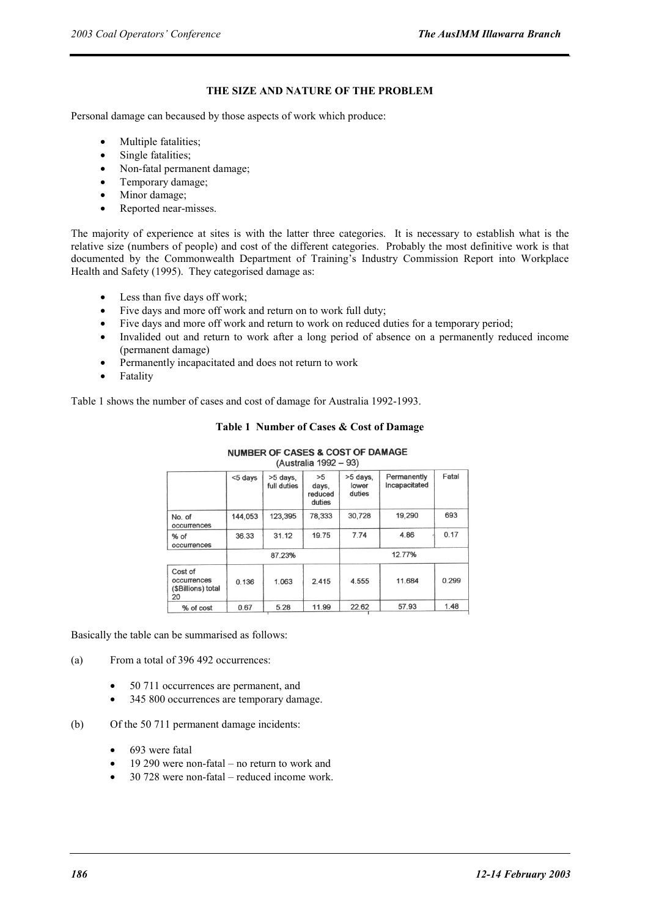## THE SIZE AND NATURE OF THE PROBLEM

Personal damage can becaused by those aspects of work which produce:

- Multiple fatalities;
- Single fatalities;
- Non-fatal permanent damage;
- Temporary damage;
- Minor damage;
- Reported near-misses.

The majority of experience at sites is with the latter three categories. It is necessary to establish what is the relative size (numbers of people) and cost of the different categories. Probably the most definitive work is that documented by the Commonwealth Department of Training's Industry Commission Report into Workplace Health and Safety (1995). They categorised damage as:

- Less than five days off work;
- Five days and more off work and return on to work full duty;
- Five days and more off work and return to work on reduced duties for a temporary period;
- Invalided out and return to work after a long period of absence on a permanently reduced income (permanent damage)
- Permanently incapacitated and does not return to work
- Fatality

Table 1 shows the number of cases and cost of damage for Australia 1992-1993.

**Table 1 Number of Cases & Cost of Damage**

NUMBER OF CASES & COST OF DAMAGE
(Australia 1992 – 93)

| | <5 days | >5 days, full duties | >5 days, reduced duties | >5 days, lower duties | Permanently Incapacitated | Fatal |
|---|---|---|---|---|---|---|
| No. of occurrences | 144,053 | 123,395 | 78,333 | 30,728 | 19,290 | 693 |
| % of occurrences | 36.33 | 31.12 | 19.75 | 7.74 | 4.86 | 0.17 |
| | 87.23% | | | 12.77% | | |
| Cost of occurrences ($Billions) total 20 | 0.136 | 1.063 | 2.415 | 4.555 | 11.684 | 0.299 |
| % of cost | 0.67 | 5.28 | 11.99 | 22.62 | 57.93 | 1.48 |

Basically the table can be summarised as follows:

(a) From a total of 396 492 occurrences:

- 50 711 occurrences are permanent, and
- 345 800 occurrences are temporary damage.

(b) Of the 50 711 permanent damage incidents:

- 693 were fatal
- 19 290 were non-fatal – no return to work and
- 30 728 were non-fatal – reduced income work.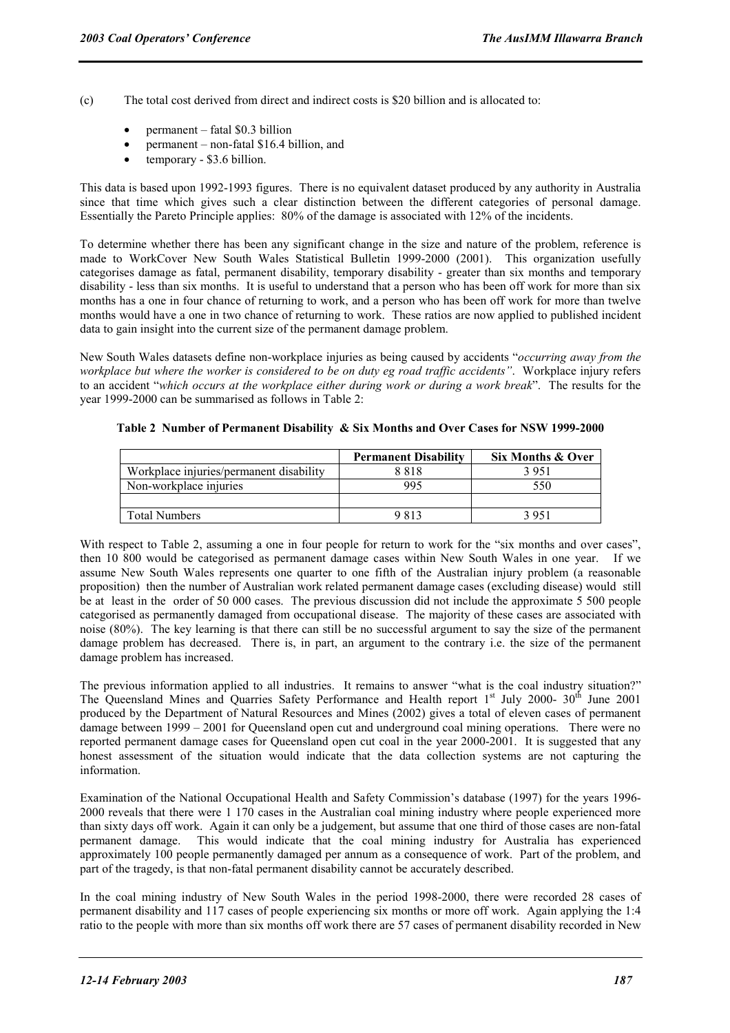(c) The total cost derived from direct and indirect costs is $20 billion and is allocated to:

- permanent – fatal $0.3 billion
- permanent – non-fatal $16.4 billion, and
- temporary - $3.6 billion.

This data is based upon 1992-1993 figures. There is no equivalent dataset produced by any authority in Australia since that time which gives such a clear distinction between the different categories of personal damage. Essentially the Pareto Principle applies: 80% of the damage is associated with 12% of the incidents.

To determine whether there has been any significant change in the size and nature of the problem, reference is made to WorkCover New South Wales Statistical Bulletin 1999-2000 (2001). This organization usefully categorises damage as fatal, permanent disability, temporary disability - greater than six months and temporary disability - less than six months. It is useful to understand that a person who has been off work for more than six months has a one in four chance of returning to work, and a person who has been off work for more than twelve months would have a one in two chance of returning to work. These ratios are now applied to published incident data to gain insight into the current size of the permanent damage problem.

New South Wales datasets define non-workplace injuries as being caused by accidents "*occurring away from the workplace but where the worker is considered to be on duty eg road traffic accidents"*. Workplace injury refers to an accident "*which occurs at the workplace either during work or during a work break*". The results for the year 1999-2000 can be summarised as follows in Table 2:

**Table 2 Number of Permanent Disability & Six Months and Over Cases for NSW 1999-2000**

| | **Permanent Disability** | **Six Months & Over** |
|---|---|---|
| Workplace injuries/permanent disability | 8 818 | 3 951 |
| Non-workplace injuries | 995 | 550 |
| | | |
| Total Numbers | 9 813 | 3 951 |

With respect to Table 2, assuming a one in four people for return to work for the "six months and over cases", then 10 800 would be categorised as permanent damage cases within New South Wales in one year. If we assume New South Wales represents one quarter to one fifth of the Australian injury problem (a reasonable proposition) then the number of Australian work related permanent damage cases (excluding disease) would still be at least in the order of 50 000 cases. The previous discussion did not include the approximate 5 500 people categorised as permanently damaged from occupational disease. The majority of these cases are associated with noise (80%). The key learning is that there can still be no successful argument to say the size of the permanent damage problem has decreased. There is, in part, an argument to the contrary i.e. the size of the permanent damage problem has increased.

The previous information applied to all industries. It remains to answer "what is the coal industry situation?" The Queensland Mines and Quarries Safety Performance and Health report 1st July 2000- 30th June 2001 produced by the Department of Natural Resources and Mines (2002) gives a total of eleven cases of permanent damage between 1999 – 2001 for Queensland open cut and underground coal mining operations. There were no reported permanent damage cases for Queensland open cut coal in the year 2000-2001. It is suggested that any honest assessment of the situation would indicate that the data collection systems are not capturing the information.

Examination of the National Occupational Health and Safety Commission's database (1997) for the years 1996-2000 reveals that there were 1 170 cases in the Australian coal mining industry where people experienced more than sixty days off work. Again it can only be a judgement, but assume that one third of those cases are non-fatal permanent damage. This would indicate that the coal mining industry for Australia has experienced approximately 100 people permanently damaged per annum as a consequence of work. Part of the problem, and part of the tragedy, is that non-fatal permanent disability cannot be accurately described.

In the coal mining industry of New South Wales in the period 1998-2000, there were recorded 28 cases of permanent disability and 117 cases of people experiencing six months or more off work. Again applying the 1:4 ratio to the people with more than six months off work there are 57 cases of permanent disability recorded in New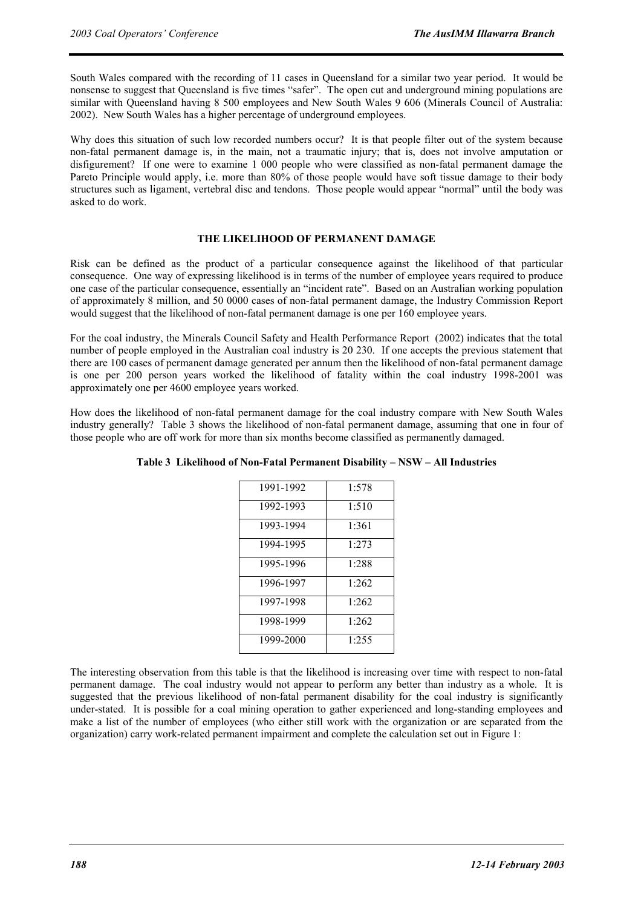South Wales compared with the recording of 11 cases in Queensland for a similar two year period. It would be nonsense to suggest that Queensland is five times "safer". The open cut and underground mining populations are similar with Queensland having 8 500 employees and New South Wales 9 606 (Minerals Council of Australia: 2002). New South Wales has a higher percentage of underground employees.

Why does this situation of such low recorded numbers occur? It is that people filter out of the system because non-fatal permanent damage is, in the main, not a traumatic injury; that is, does not involve amputation or disfigurement? If one were to examine 1 000 people who were classified as non-fatal permanent damage the Pareto Principle would apply, i.e. more than 80% of those people would have soft tissue damage to their body structures such as ligament, vertebral disc and tendons. Those people would appear "normal" until the body was asked to do work.

## THE LIKELIHOOD OF PERMANENT DAMAGE

Risk can be defined as the product of a particular consequence against the likelihood of that particular consequence. One way of expressing likelihood is in terms of the number of employee years required to produce one case of the particular consequence, essentially an "incident rate". Based on an Australian working population of approximately 8 million, and 50 0000 cases of non-fatal permanent damage, the Industry Commission Report would suggest that the likelihood of non-fatal permanent damage is one per 160 employee years.

For the coal industry, the Minerals Council Safety and Health Performance Report (2002) indicates that the total number of people employed in the Australian coal industry is 20 230. If one accepts the previous statement that there are 100 cases of permanent damage generated per annum then the likelihood of non-fatal permanent damage is one per 200 person years worked the likelihood of fatality within the coal industry 1998-2001 was approximately one per 4600 employee years worked.

How does the likelihood of non-fatal permanent damage for the coal industry compare with New South Wales industry generally? Table 3 shows the likelihood of non-fatal permanent damage, assuming that one in four of those people who are off work for more than six months become classified as permanently damaged.

**Table 3 Likelihood of Non-Fatal Permanent Disability – NSW – All Industries**

| | |
|---|---|
| 1991-1992 | 1:578 |
| 1992-1993 | 1:510 |
| 1993-1994 | 1:361 |
| 1994-1995 | 1:273 |
| 1995-1996 | 1:288 |
| 1996-1997 | 1:262 |
| 1997-1998 | 1:262 |
| 1998-1999 | 1:262 |
| 1999-2000 | 1:255 |

The interesting observation from this table is that the likelihood is increasing over time with respect to non-fatal permanent damage. The coal industry would not appear to perform any better than industry as a whole. It is suggested that the previous likelihood of non-fatal permanent disability for the coal industry is significantly under-stated. It is possible for a coal mining operation to gather experienced and long-standing employees and make a list of the number of employees (who either still work with the organization or are separated from the organization) carry work-related permanent impairment and complete the calculation set out in Figure 1: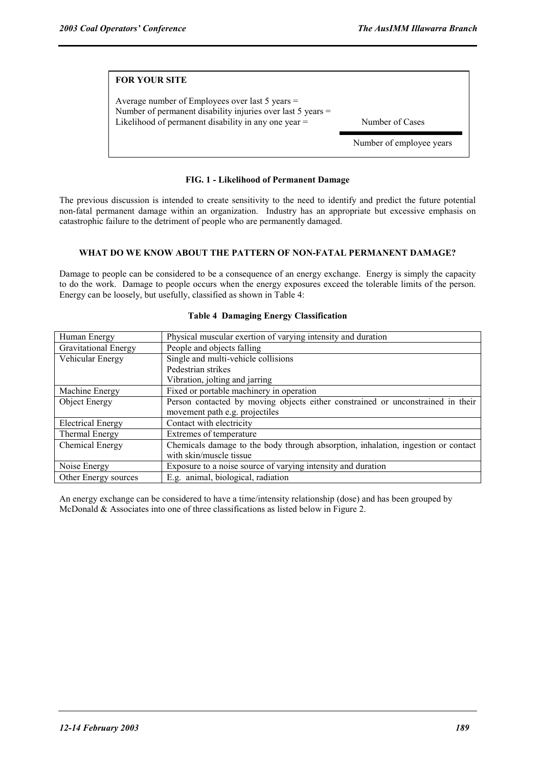**FOR YOUR SITE**

Average number of Employees over last 5 years =
Number of permanent disability injuries over last 5 years =
Likelihood of permanent disability in any one year =

$$\frac{\text{Number of Cases}}{\text{Number of employee years}}$$

**FIG. 1 - Likelihood of Permanent Damage**

The previous discussion is intended to create sensitivity to the need to identify and predict the future potential non-fatal permanent damage within an organization. Industry has an appropriate but excessive emphasis on catastrophic failure to the detriment of people who are permanently damaged.

## WHAT DO WE KNOW ABOUT THE PATTERN OF NON-FATAL PERMANENT DAMAGE?

Damage to people can be considered to be a consequence of an energy exchange. Energy is simply the capacity to do the work. Damage to people occurs when the energy exposures exceed the tolerable limits of the person. Energy can be loosely, but usefully, classified as shown in Table 4:

**Table 4 Damaging Energy Classification**

| | |
|---|---|
| Human Energy | Physical muscular exertion of varying intensity and duration |
| Gravitational Energy | People and objects falling |
| Vehicular Energy | Single and multi-vehicle collisions<br>Pedestrian strikes<br>Vibration, jolting and jarring |
| Machine Energy | Fixed or portable machinery in operation |
| Object Energy | Person contacted by moving objects either constrained or unconstrained in their movement path e.g. projectiles |
| Electrical Energy | Contact with electricity |
| Thermal Energy | Extremes of temperature |
| Chemical Energy | Chemicals damage to the body through absorption, inhalation, ingestion or contact with skin/muscle tissue |
| Noise Energy | Exposure to a noise source of varying intensity and duration |
| Other Energy sources | E.g. animal, biological, radiation |

An energy exchange can be considered to have a time/intensity relationship (dose) and has been grouped by McDonald & Associates into one of three classifications as listed below in Figure 2.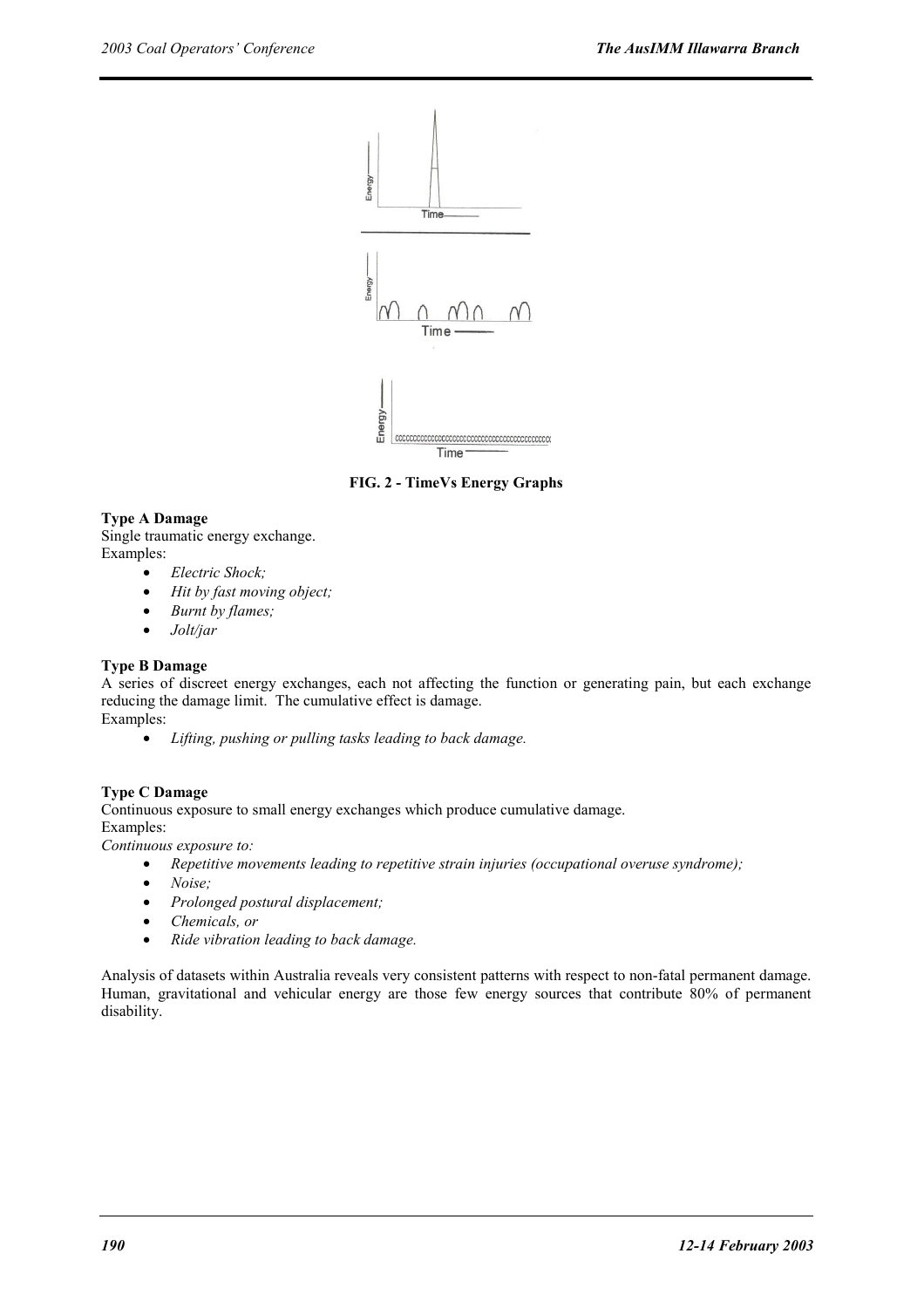FIG. 2 - TimeVs Energy Graphs

**Type A Damage**
Single traumatic energy exchange.
Examples:

- *Electric Shock;*
- *Hit by fast moving object;*
- *Burnt by flames;*
- *Jolt/jar*

**Type B Damage**
A series of discreet energy exchanges, each not affecting the function or generating pain, but each exchange reducing the damage limit. The cumulative effect is damage.
Examples:

- *Lifting, pushing or pulling tasks leading to back damage.*

**Type C Damage**
Continuous exposure to small energy exchanges which produce cumulative damage.
Examples:
*Continuous exposure to:*

- *Repetitive movements leading to repetitive strain injuries (occupational overuse syndrome);*
- *Noise;*
- *Prolonged postural displacement;*
- *Chemicals, or*
- *Ride vibration leading to back damage.*

Analysis of datasets within Australia reveals very consistent patterns with respect to non-fatal permanent damage. Human, gravitational and vehicular energy are those few energy sources that contribute 80% of permanent disability.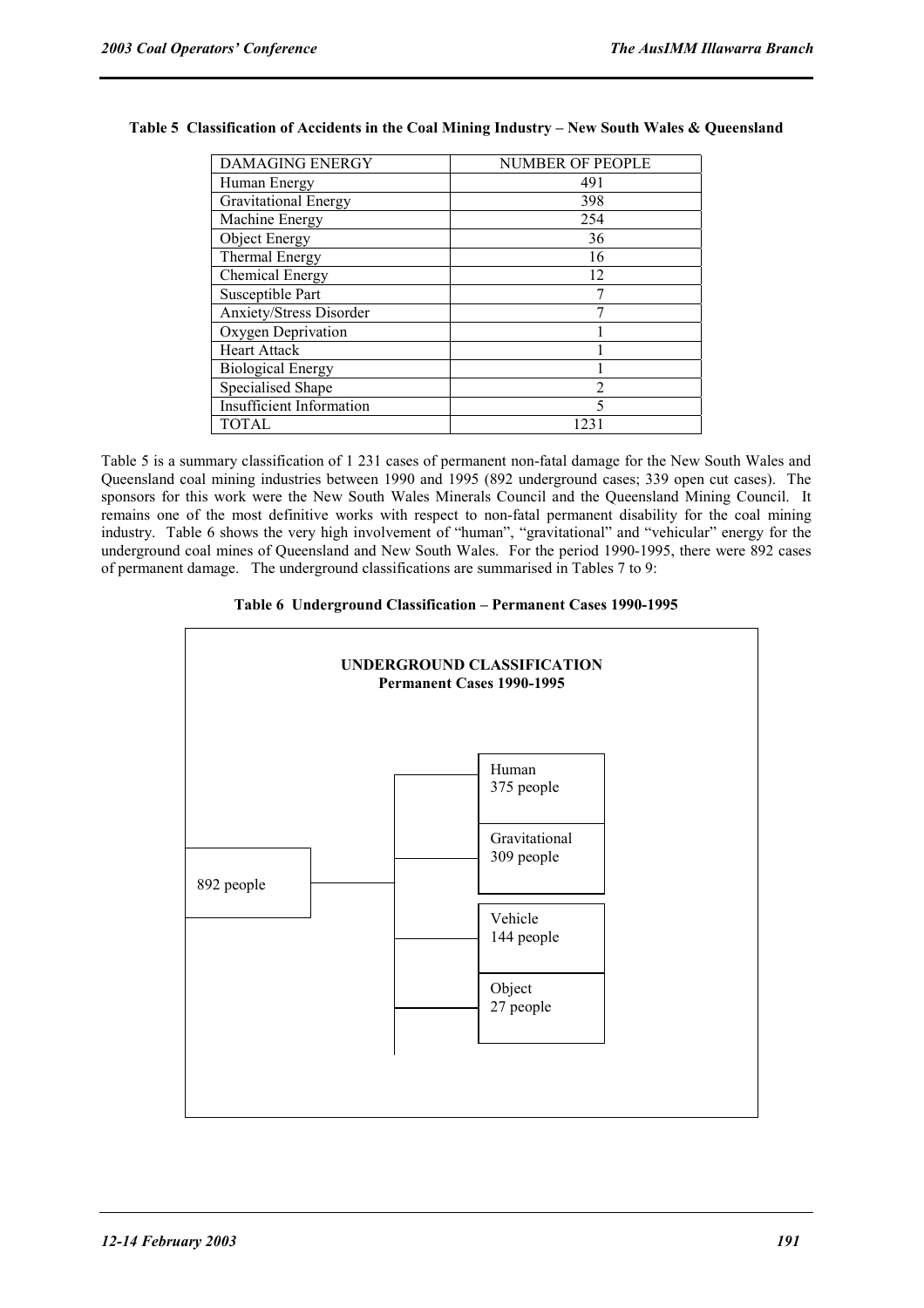**Table 5 Classification of Accidents in the Coal Mining Industry – New South Wales & Queensland**

| DAMAGING ENERGY | NUMBER OF PEOPLE |
|---|---|
| Human Energy | 491 |
| Gravitational Energy | 398 |
| Machine Energy | 254 |
| Object Energy | 36 |
| Thermal Energy | 16 |
| Chemical Energy | 12 |
| Susceptible Part | 7 |
| Anxiety/Stress Disorder | 7 |
| Oxygen Deprivation | 1 |
| Heart Attack | 1 |
| Biological Energy | 1 |
| Specialised Shape | 2 |
| Insufficient Information | 5 |
| TOTAL | 1231 |

Table 5 is a summary classification of 1 231 cases of permanent non-fatal damage for the New South Wales and Queensland coal mining industries between 1990 and 1995 (892 underground cases; 339 open cut cases). The sponsors for this work were the New South Wales Minerals Council and the Queensland Mining Council. It remains one of the most definitive works with respect to non-fatal permanent disability for the coal mining industry. Table 6 shows the very high involvement of "human", "gravitational" and "vehicular" energy for the underground coal mines of Queensland and New South Wales. For the period 1990-1995, there were 892 cases of permanent damage. The underground classifications are summarised in Tables 7 to 9:

**Table 6 Underground Classification – Permanent Cases 1990-1995**

**UNDERGROUND CLASSIFICATION**
**Permanent Cases 1990-1995**

| Total | Classification |
|---|---|
| 892 people | Human 375 people |
| | Gravitational 309 people |
| | Vehicle 144 people |
| | Object 27 people |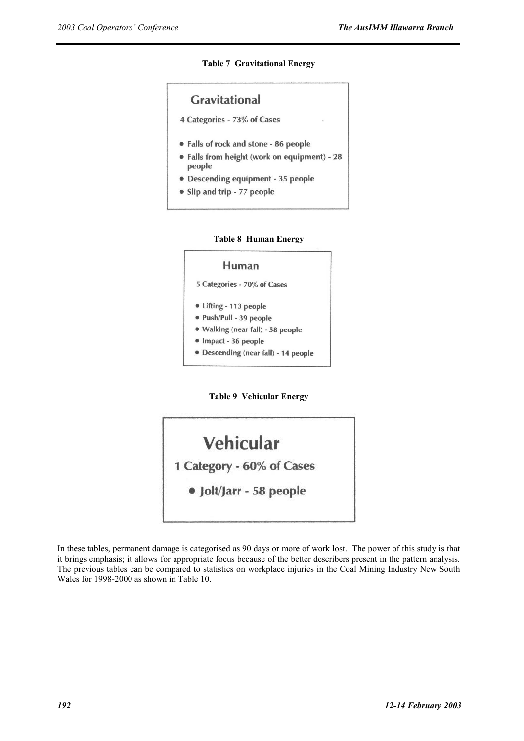**Table 7 Gravitational Energy**

**Gravitational**

4 Categories - 73% of Cases

- Falls of rock and stone - 86 people
- Falls from height (work on equipment) - 28 people
- Descending equipment - 35 people
- Slip and trip - 77 people

**Table 8 Human Energy**

**Human**

5 Categories - 70% of Cases

- Lifting - 113 people
- Push/Pull - 39 people
- Walking (near fall) - 58 people
- Impact - 36 people
- Descending (near fall) - 14 people

**Table 9 Vehicular Energy**

**Vehicular**

1 Category - 60% of Cases

- Jolt/Jarr - 58 people

In these tables, permanent damage is categorised as 90 days or more of work lost. The power of this study is that it brings emphasis; it allows for appropriate focus because of the better describers present in the pattern analysis. The previous tables can be compared to statistics on workplace injuries in the Coal Mining Industry New South Wales for 1998-2000 as shown in Table 10.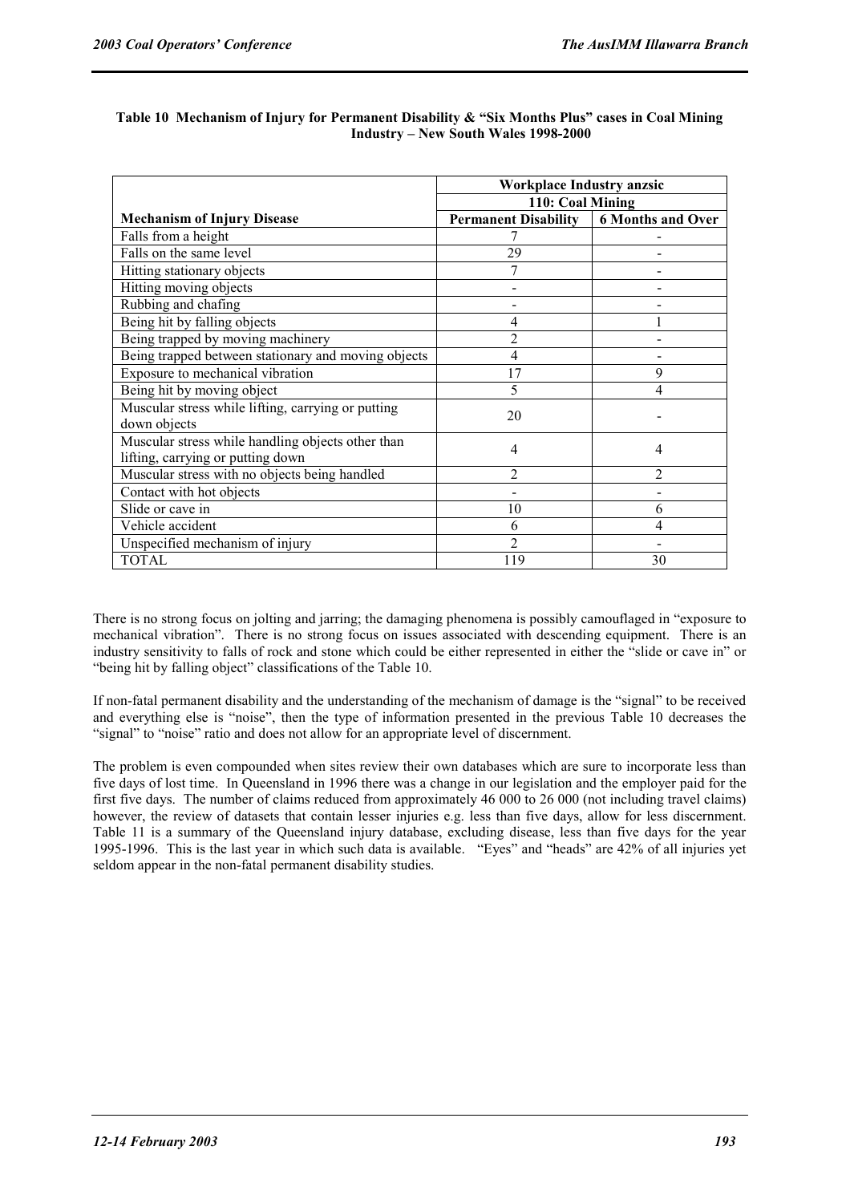**Table 10 Mechanism of Injury for Permanent Disability & "Six Months Plus" cases in Coal Mining Industry – New South Wales 1998-2000**

| | Workplace Industry anzsic | |
|---|---|---|
| | 110: Coal Mining | |
| **Mechanism of Injury Disease** | **Permanent Disability** | **6 Months and Over** |
| Falls from a height | 7 | - |
| Falls on the same level | 29 | - |
| Hitting stationary objects | 7 | - |
| Hitting moving objects | - | - |
| Rubbing and chafing | - | - |
| Being hit by falling objects | 4 | 1 |
| Being trapped by moving machinery | 2 | - |
| Being trapped between stationary and moving objects | 4 | - |
| Exposure to mechanical vibration | 17 | 9 |
| Being hit by moving object | 5 | 4 |
| Muscular stress while lifting, carrying or putting down objects | 20 | - |
| Muscular stress while handling objects other than lifting, carrying or putting down | 4 | 4 |
| Muscular stress with no objects being handled | 2 | 2 |
| Contact with hot objects | - | - |
| Slide or cave in | 10 | 6 |
| Vehicle accident | 6 | 4 |
| Unspecified mechanism of injury | 2 | - |
| TOTAL | 119 | 30 |

There is no strong focus on jolting and jarring; the damaging phenomena is possibly camouflaged in "exposure to mechanical vibration". There is no strong focus on issues associated with descending equipment. There is an industry sensitivity to falls of rock and stone which could be either represented in either the "slide or cave in" or "being hit by falling object" classifications of the Table 10.

If non-fatal permanent disability and the understanding of the mechanism of damage is the "signal" to be received and everything else is "noise", then the type of information presented in the previous Table 10 decreases the "signal" to "noise" ratio and does not allow for an appropriate level of discernment.

The problem is even compounded when sites review their own databases which are sure to incorporate less than five days of lost time. In Queensland in 1996 there was a change in our legislation and the employer paid for the first five days. The number of claims reduced from approximately 46 000 to 26 000 (not including travel claims) however, the review of datasets that contain lesser injuries e.g. less than five days, allow for less discernment. Table 11 is a summary of the Queensland injury database, excluding disease, less than five days for the year 1995-1996. This is the last year in which such data is available. "Eyes" and "heads" are 42% of all injuries yet seldom appear in the non-fatal permanent disability studies.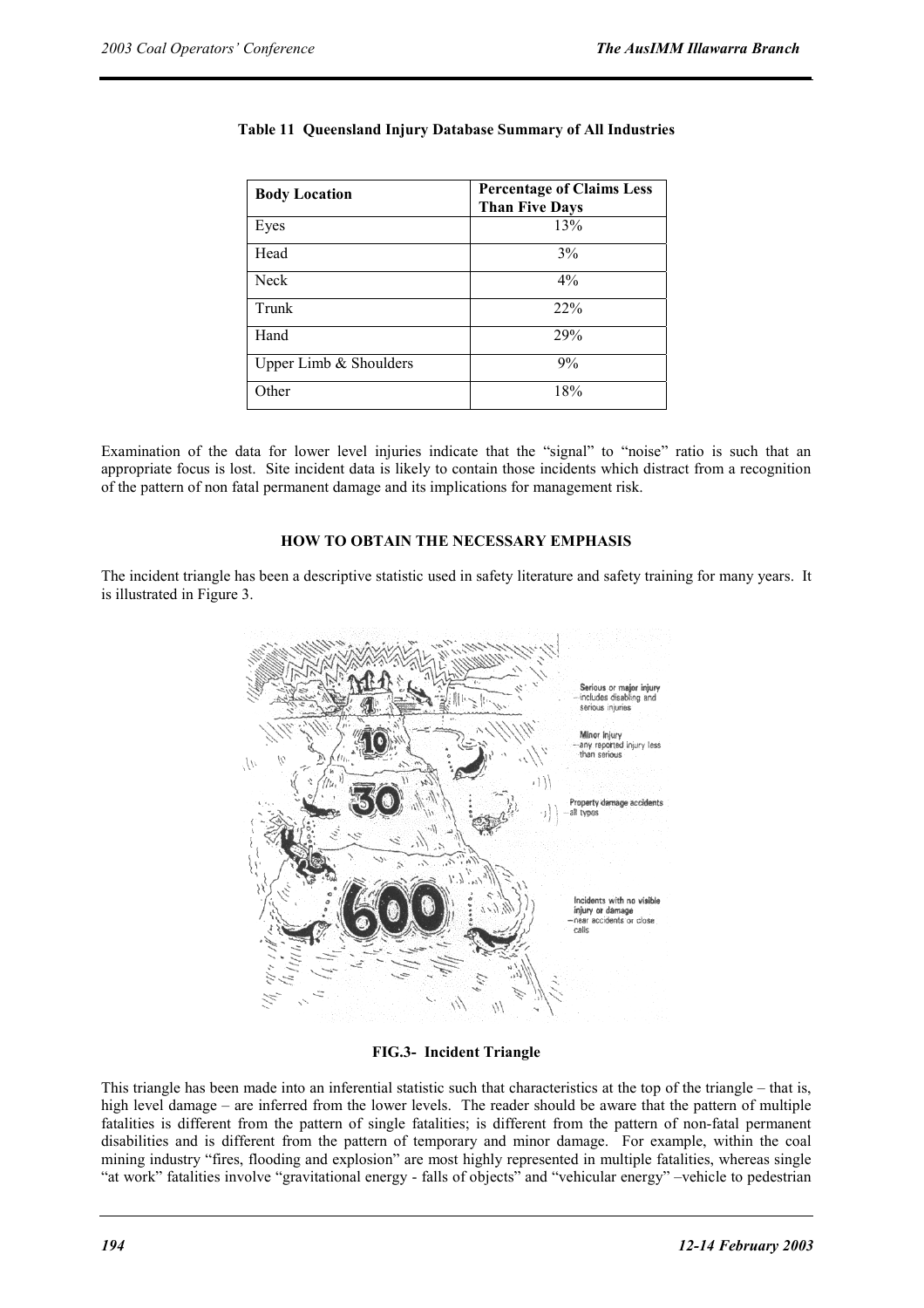**Table 11 Queensland Injury Database Summary of All Industries**

| Body Location | Percentage of Claims Less Than Five Days |
|---|---|
| Eyes | 13% |
| Head | 3% |
| Neck | 4% |
| Trunk | 22% |
| Hand | 29% |
| Upper Limb & Shoulders | 9% |
| Other | 18% |

Examination of the data for lower level injuries indicate that the "signal" to "noise" ratio is such that an appropriate focus is lost. Site incident data is likely to contain those incidents which distract from a recognition of the pattern of non fatal permanent damage and its implications for management risk.

## HOW TO OBTAIN THE NECESSARY EMPHASIS

The incident triangle has been a descriptive statistic used in safety literature and safety training for many years. It is illustrated in Figure 3.

**FIG.3- Incident Triangle**

This triangle has been made into an inferential statistic such that characteristics at the top of the triangle – that is, high level damage – are inferred from the lower levels. The reader should be aware that the pattern of multiple fatalities is different from the pattern of single fatalities; is different from the pattern of non-fatal permanent disabilities and is different from the pattern of temporary and minor damage. For example, within the coal mining industry "fires, flooding and explosion" are most highly represented in multiple fatalities, whereas single "at work" fatalities involve "gravitational energy - falls of objects" and "vehicular energy" –vehicle to pedestrian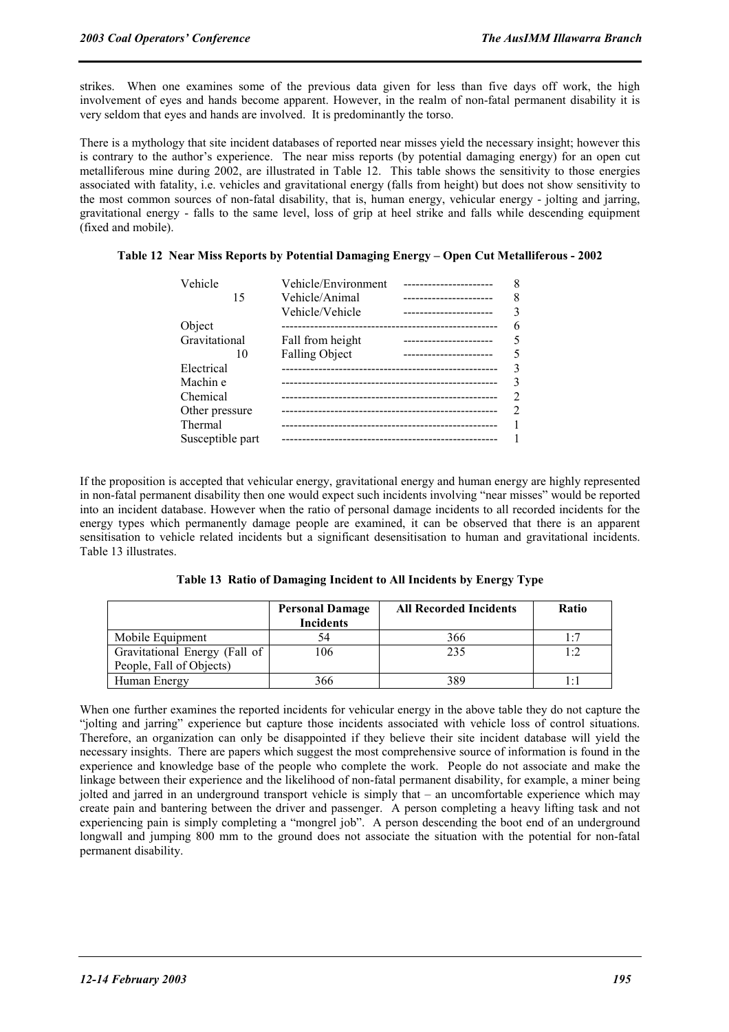strikes. When one examines some of the previous data given for less than five days off work, the high involvement of eyes and hands become apparent. However, in the realm of non-fatal permanent disability it is very seldom that eyes and hands are involved. It is predominantly the torso.

There is a mythology that site incident databases of reported near misses yield the necessary insight; however this is contrary to the author's experience. The near miss reports (by potential damaging energy) for an open cut metalliferous mine during 2002, are illustrated in Table 12. This table shows the sensitivity to those energies associated with fatality, i.e. vehicles and gravitational energy (falls from height) but does not show sensitivity to the most common sources of non-fatal disability, that is, human energy, vehicular energy - jolting and jarring, gravitational energy - falls to the same level, loss of grip at heel strike and falls while descending equipment (fixed and mobile).

**Table 12 Near Miss Reports by Potential Damaging Energy – Open Cut Metalliferous - 2002**

| Energy | Sub-type | Count |
|---|---|---|
| Vehicle 15 | Vehicle/Environment | 8 |
| | Vehicle/Animal | 8 |
| | Vehicle/Vehicle | 3 |
| Object | | 6 |
| Gravitational 10 | Fall from height | 5 |
| | Falling Object | 5 |
| Electrical | | 3 |
| Machin e | | 3 |
| Chemical | | 2 |
| Other pressure | | 2 |
| Thermal | | 1 |
| Susceptible part | | 1 |

If the proposition is accepted that vehicular energy, gravitational energy and human energy are highly represented in non-fatal permanent disability then one would expect such incidents involving "near misses" would be reported into an incident database. However when the ratio of personal damage incidents to all recorded incidents for the energy types which permanently damage people are examined, it can be observed that there is an apparent sensitisation to vehicle related incidents but a significant desensitisation to human and gravitational incidents. Table 13 illustrates.

**Table 13 Ratio of Damaging Incident to All Incidents by Energy Type**

| | Personal Damage Incidents | All Recorded Incidents | Ratio |
|---|---|---|---|
| Mobile Equipment | 54 | 366 | 1:7 |
| Gravitational Energy (Fall of People, Fall of Objects) | 106 | 235 | 1:2 |
| Human Energy | 366 | 389 | 1:1 |

When one further examines the reported incidents for vehicular energy in the above table they do not capture the "jolting and jarring" experience but capture those incidents associated with vehicle loss of control situations. Therefore, an organization can only be disappointed if they believe their site incident database will yield the necessary insights. There are papers which suggest the most comprehensive source of information is found in the experience and knowledge base of the people who complete the work. People do not associate and make the linkage between their experience and the likelihood of non-fatal permanent disability, for example, a miner being jolted and jarred in an underground transport vehicle is simply that – an uncomfortable experience which may create pain and bantering between the driver and passenger. A person completing a heavy lifting task and not experiencing pain is simply completing a "mongrel job". A person descending the boot end of an underground longwall and jumping 800 mm to the ground does not associate the situation with the potential for non-fatal permanent disability.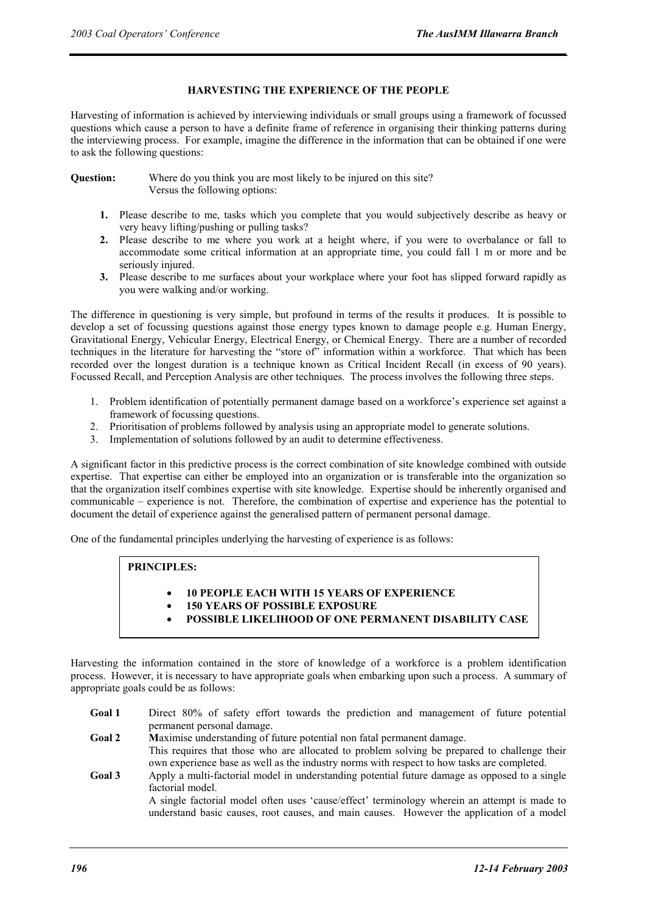## HARVESTING THE EXPERIENCE OF THE PEOPLE

Harvesting of information is achieved by interviewing individuals or small groups using a framework of focussed questions which cause a person to have a definite frame of reference in organising their thinking patterns during the interviewing process. For example, imagine the difference in the information that can be obtained if one were to ask the following questions:

**Question:** Where do you think you are most likely to be injured on this site?
Versus the following options:

1. Please describe to me, tasks which you complete that you would subjectively describe as heavy or very heavy lifting/pushing or pulling tasks?
2. Please describe to me where you work at a height where, if you were to overbalance or fall to accommodate some critical information at an appropriate time, you could fall 1 m or more and be seriously injured.
3. Please describe to me surfaces about your workplace where your foot has slipped forward rapidly as you were walking and/or working.

The difference in questioning is very simple, but profound in terms of the results it produces. It is possible to develop a set of focussing questions against those energy types known to damage people e.g. Human Energy, Gravitational Energy, Vehicular Energy, Electrical Energy, or Chemical Energy. There are a number of recorded techniques in the literature for harvesting the "store of" information within a workforce. That which has been recorded over the longest duration is a technique known as Critical Incident Recall (in excess of 90 years). Focussed Recall, and Perception Analysis are other techniques. The process involves the following three steps.

1. Problem identification of potentially permanent damage based on a workforce's experience set against a framework of focussing questions.
2. Prioritisation of problems followed by analysis using an appropriate model to generate solutions.
3. Implementation of solutions followed by an audit to determine effectiveness.

A significant factor in this predictive process is the correct combination of site knowledge combined with outside expertise. That expertise can either be employed into an organization or is transferable into the organization so that the organization itself combines expertise with site knowledge. Expertise should be inherently organised and communicable – experience is not. Therefore, the combination of expertise and experience has the potential to document the detail of experience against the generalised pattern of permanent personal damage.

One of the fundamental principles underlying the harvesting of experience is as follows:

> **PRINCIPLES:**
>
> - **10 PEOPLE EACH WITH 15 YEARS OF EXPERIENCE**
> - **150 YEARS OF POSSIBLE EXPOSURE**
> - **POSSIBLE LIKELIHOOD OF ONE PERMANENT DISABILITY CASE**

Harvesting the information contained in the store of knowledge of a workforce is a problem identification process. However, it is necessary to have appropriate goals when embarking upon such a process. A summary of appropriate goals could be as follows:

**Goal 1** Direct 80% of safety effort towards the prediction and management of future potential permanent personal damage.

**Goal 2** **M**aximise understanding of future potential non fatal permanent damage.
This requires that those who are allocated to problem solving be prepared to challenge their own experience base as well as the industry norms with respect to how tasks are completed.

**Goal 3** Apply a multi-factorial model in understanding potential future damage as opposed to a single factorial model.
A single factorial model often uses 'cause/effect' terminology wherein an attempt is made to understand basic causes, root causes, and main causes. However the application of a model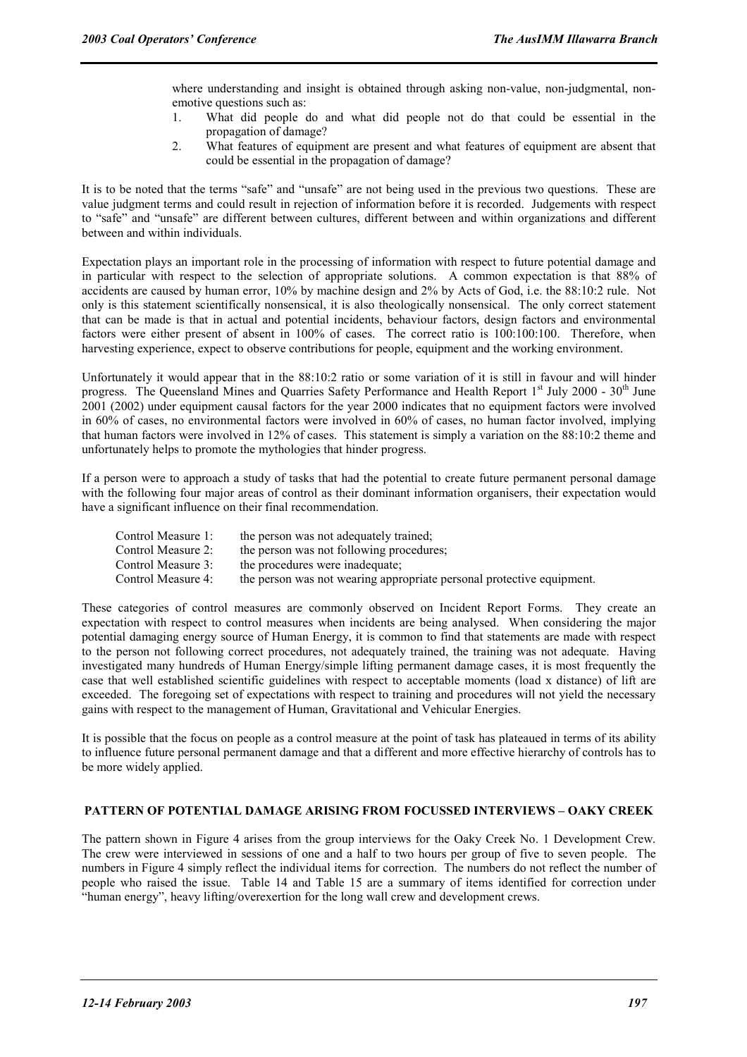where understanding and insight is obtained through asking non-value, non-judgmental, non-emotive questions such as:

1. What did people do and what did people not do that could be essential in the propagation of damage?
2. What features of equipment are present and what features of equipment are absent that could be essential in the propagation of damage?

It is to be noted that the terms "safe" and "unsafe" are not being used in the previous two questions. These are value judgment terms and could result in rejection of information before it is recorded. Judgements with respect to "safe" and "unsafe" are different between cultures, different between and within organizations and different between and within individuals.

Expectation plays an important role in the processing of information with respect to future potential damage and in particular with respect to the selection of appropriate solutions. A common expectation is that 88% of accidents are caused by human error, 10% by machine design and 2% by Acts of God, i.e. the 88:10:2 rule. Not only is this statement scientifically nonsensical, it is also theologically nonsensical. The only correct statement that can be made is that in actual and potential incidents, behaviour factors, design factors and environmental factors were either present of absent in 100% of cases. The correct ratio is 100:100:100. Therefore, when harvesting experience, expect to observe contributions for people, equipment and the working environment.

Unfortunately it would appear that in the 88:10:2 ratio or some variation of it is still in favour and will hinder progress. The Queensland Mines and Quarries Safety Performance and Health Report 1st July 2000 - 30th June 2001 (2002) under equipment causal factors for the year 2000 indicates that no equipment factors were involved in 60% of cases, no environmental factors were involved in 60% of cases, no human factor involved, implying that human factors were involved in 12% of cases. This statement is simply a variation on the 88:10:2 theme and unfortunately helps to promote the mythologies that hinder progress.

If a person were to approach a study of tasks that had the potential to create future permanent personal damage with the following four major areas of control as their dominant information organisers, their expectation would have a significant influence on their final recommendation.

| | |
|---|---|
| Control Measure 1: | the person was not adequately trained; |
| Control Measure 2: | the person was not following procedures; |
| Control Measure 3: | the procedures were inadequate; |
| Control Measure 4: | the person was not wearing appropriate personal protective equipment. |

These categories of control measures are commonly observed on Incident Report Forms. They create an expectation with respect to control measures when incidents are being analysed. When considering the major potential damaging energy source of Human Energy, it is common to find that statements are made with respect to the person not following correct procedures, not adequately trained, the training was not adequate. Having investigated many hundreds of Human Energy/simple lifting permanent damage cases, it is most frequently the case that well established scientific guidelines with respect to acceptable moments (load x distance) of lift are exceeded. The foregoing set of expectations with respect to training and procedures will not yield the necessary gains with respect to the management of Human, Gravitational and Vehicular Energies.

It is possible that the focus on people as a control measure at the point of task has plateaued in terms of its ability to influence future personal permanent damage and that a different and more effective hierarchy of controls has to be more widely applied.

## PATTERN OF POTENTIAL DAMAGE ARISING FROM FOCUSSED INTERVIEWS – OAKY CREEK

The pattern shown in Figure 4 arises from the group interviews for the Oaky Creek No. 1 Development Crew. The crew were interviewed in sessions of one and a half to two hours per group of five to seven people. The numbers in Figure 4 simply reflect the individual items for correction. The numbers do not reflect the number of people who raised the issue. Table 14 and Table 15 are a summary of items identified for correction under "human energy", heavy lifting/overexertion for the long wall crew and development crews.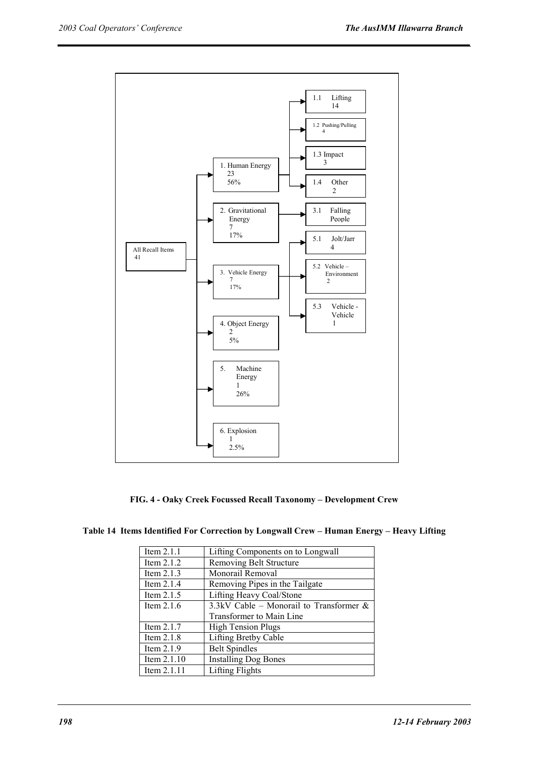All Recall Items 41

- 1. Human Energy 23 56%
  - 1.1 Lifting 14
  - 1.2 Pushing/Pulling 4
  - 1.3 Impact 3
  - 1.4 Other 2
- 2. Gravitational Energy 7 17%
  - 3.1 Falling People
- 3. Vehicle Energy 7 17%
  - 5.1 Jolt/Jarr 4
  - 5.2 Vehicle – Environment 2
  - 5.3 Vehicle - Vehicle 1
- 4. Object Energy 2 5%
- 5. Machine Energy 1 26%
- 6. Explosion 1 2.5%

**FIG. 4 - Oaky Creek Focussed Recall Taxonomy – Development Crew**

**Table 14 Items Identified For Correction by Longwall Crew – Human Energy – Heavy Lifting**

| | |
|---|---|
| Item 2.1.1 | Lifting Components on to Longwall |
| Item 2.1.2 | Removing Belt Structure |
| Item 2.1.3 | Monorail Removal |
| Item 2.1.4 | Removing Pipes in the Tailgate |
| Item 2.1.5 | Lifting Heavy Coal/Stone |
| Item 2.1.6 | 3.3kV Cable – Monorail to Transformer & Transformer to Main Line |
| Item 2.1.7 | High Tension Plugs |
| Item 2.1.8 | Lifting Bretby Cable |
| Item 2.1.9 | Belt Spindles |
| Item 2.1.10 | Installing Dog Bones |
| Item 2.1.11 | Lifting Flights |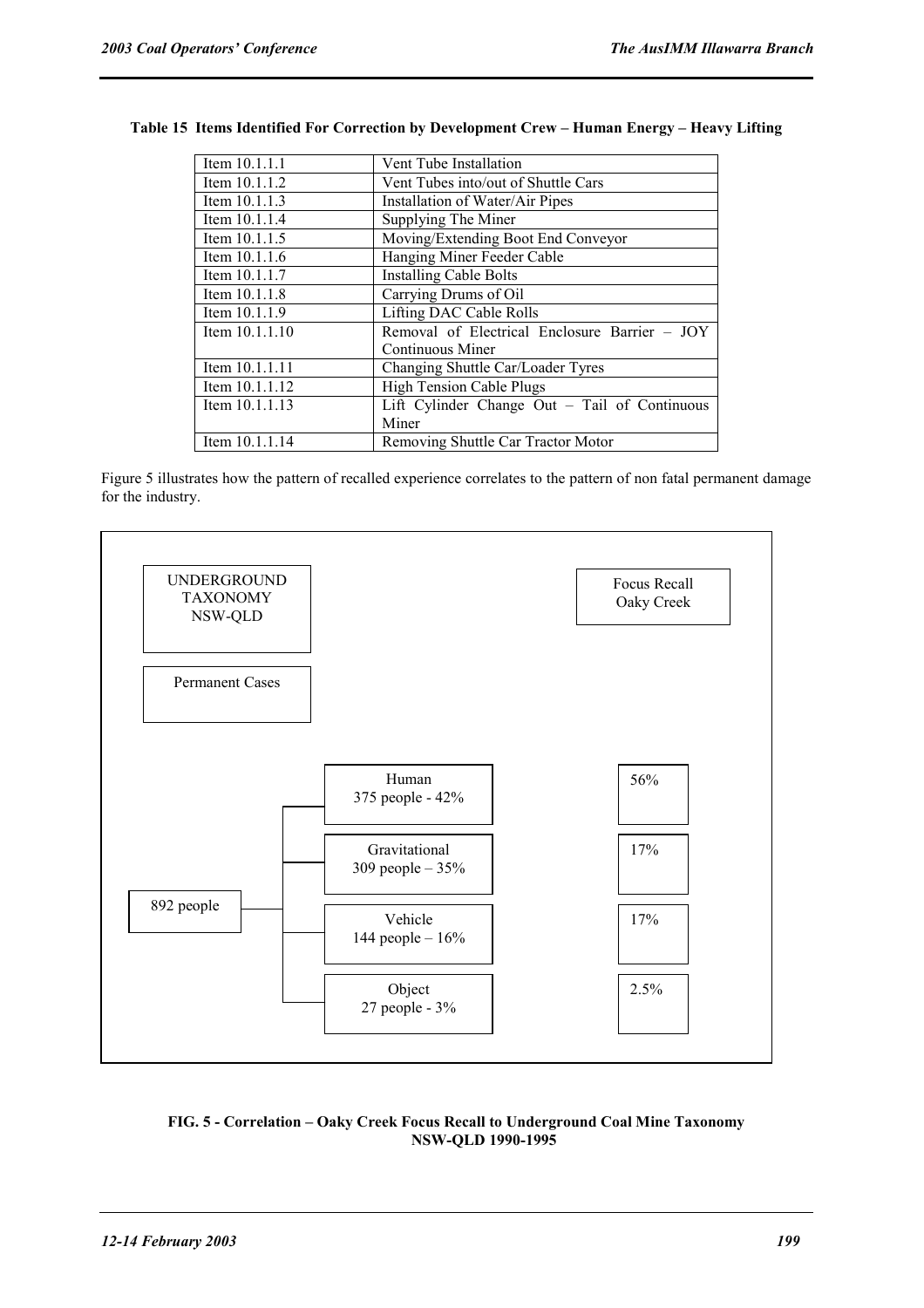**Table 15 Items Identified For Correction by Development Crew – Human Energy – Heavy Lifting**

| | |
|---|---|
| Item 10.1.1.1 | Vent Tube Installation |
| Item 10.1.1.2 | Vent Tubes into/out of Shuttle Cars |
| Item 10.1.1.3 | Installation of Water/Air Pipes |
| Item 10.1.1.4 | Supplying The Miner |
| Item 10.1.1.5 | Moving/Extending Boot End Conveyor |
| Item 10.1.1.6 | Hanging Miner Feeder Cable |
| Item 10.1.1.7 | Installing Cable Bolts |
| Item 10.1.1.8 | Carrying Drums of Oil |
| Item 10.1.1.9 | Lifting DAC Cable Rolls |
| Item 10.1.1.10 | Removal of Electrical Enclosure Barrier – JOY Continuous Miner |
| Item 10.1.1.11 | Changing Shuttle Car/Loader Tyres |
| Item 10.1.1.12 | High Tension Cable Plugs |
| Item 10.1.1.13 | Lift Cylinder Change Out – Tail of Continuous Miner |
| Item 10.1.1.14 | Removing Shuttle Car Tractor Motor |

Figure 5 illustrates how the pattern of recalled experience correlates to the pattern of non fatal permanent damage for the industry.

UNDERGROUND TAXONOMY NSW-QLD

Permanent Cases

Focus Recall Oaky Creek

| Total | Energy type | Focus Recall Oaky Creek |
|---|---|---|
| 892 people | Human 375 people - 42% | 56% |
| | Gravitational 309 people – 35% | 17% |
| | Vehicle 144 people – 16% | 17% |
| | Object 27 people - 3% | 2.5% |

**FIG. 5 - Correlation – Oaky Creek Focus Recall to Underground Coal Mine Taxonomy NSW-QLD 1990-1995**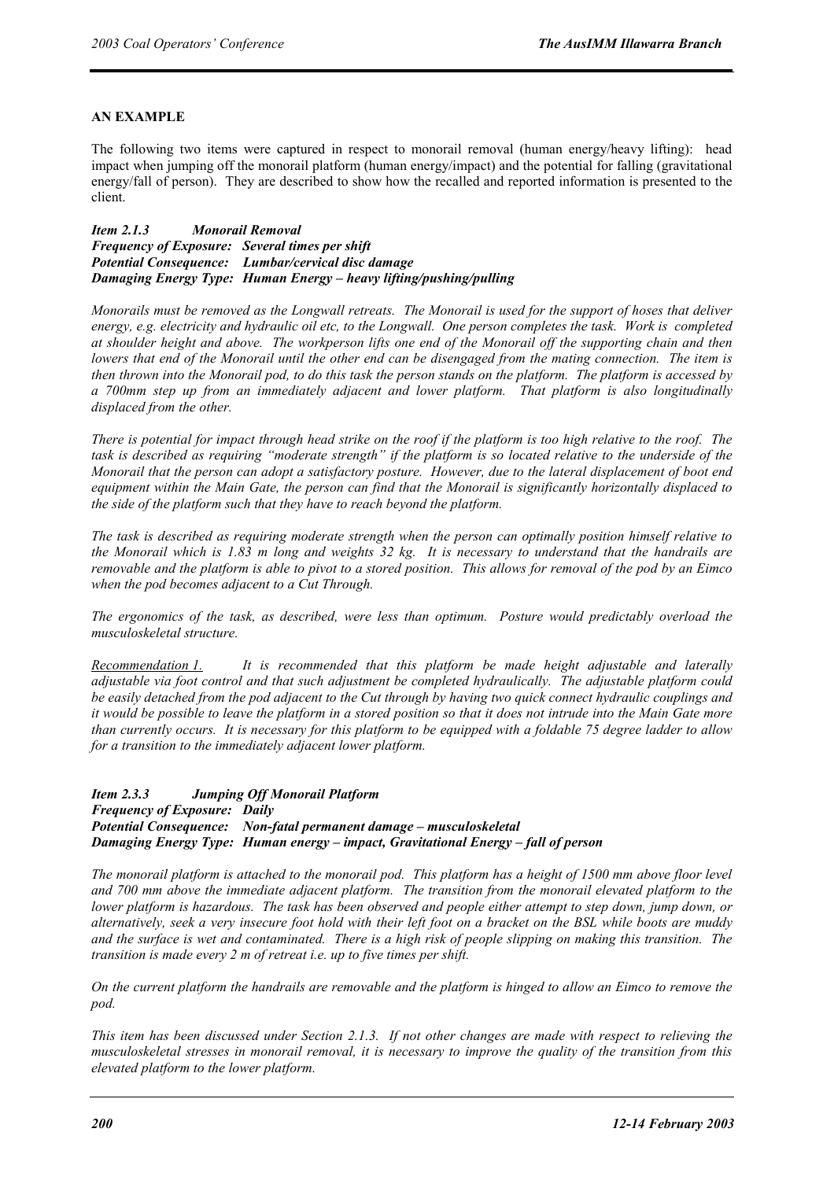**AN EXAMPLE**

The following two items were captured in respect to monorail removal (human energy/heavy lifting): head impact when jumping off the monorail platform (human energy/impact) and the potential for falling (gravitational energy/fall of person). They are described to show how the recalled and reported information is presented to the client.

***Item 2.1.3 Monorail Removal***
***Frequency of Exposure: Several times per shift***
***Potential Consequence: Lumbar/cervical disc damage***
***Damaging Energy Type: Human Energy – heavy lifting/pushing/pulling***

*Monorails must be removed as the Longwall retreats. The Monorail is used for the support of hoses that deliver energy, e.g. electricity and hydraulic oil etc, to the Longwall. One person completes the task. Work is completed at shoulder height and above. The workperson lifts one end of the Monorail off the supporting chain and then lowers that end of the Monorail until the other end can be disengaged from the mating connection. The item is then thrown into the Monorail pod, to do this task the person stands on the platform. The platform is accessed by a 700mm step up from an immediately adjacent and lower platform. That platform is also longitudinally displaced from the other.*

*There is potential for impact through head strike on the roof if the platform is too high relative to the roof. The task is described as requiring "moderate strength" if the platform is so located relative to the underside of the Monorail that the person can adopt a satisfactory posture. However, due to the lateral displacement of boot end equipment within the Main Gate, the person can find that the Monorail is significantly horizontally displaced to the side of the platform such that they have to reach beyond the platform.*

*The task is described as requiring moderate strength when the person can optimally position himself relative to the Monorail which is 1.83 m long and weights 32 kg. It is necessary to understand that the handrails are removable and the platform is able to pivot to a stored position. This allows for removal of the pod by an Eimco when the pod becomes adjacent to a Cut Through.*

*The ergonomics of the task, as described, were less than optimum. Posture would predictably overload the musculoskeletal structure.*

*<u>Recommendation 1.</u> It is recommended that this platform be made height adjustable and laterally adjustable via foot control and that such adjustment be completed hydraulically. The adjustable platform could be easily detached from the pod adjacent to the Cut through by having two quick connect hydraulic couplings and it would be possible to leave the platform in a stored position so that it does not intrude into the Main Gate more than currently occurs. It is necessary for this platform to be equipped with a foldable 75 degree ladder to allow for a transition to the immediately adjacent lower platform.*

***Item 2.3.3 Jumping Off Monorail Platform***
***Frequency of Exposure: Daily***
***Potential Consequence: Non-fatal permanent damage – musculoskeletal***
***Damaging Energy Type: Human energy – impact, Gravitational Energy – fall of person***

*The monorail platform is attached to the monorail pod. This platform has a height of 1500 mm above floor level and 700 mm above the immediate adjacent platform. The transition from the monorail elevated platform to the lower platform is hazardous. The task has been observed and people either attempt to step down, jump down, or alternatively, seek a very insecure foot hold with their left foot on a bracket on the BSL while boots are muddy and the surface is wet and contaminated. There is a high risk of people slipping on making this transition. The transition is made every 2 m of retreat i.e. up to five times per shift.*

*On the current platform the handrails are removable and the platform is hinged to allow an Eimco to remove the pod.*

*This item has been discussed under Section 2.1.3. If not other changes are made with respect to relieving the musculoskeletal stresses in monorail removal, it is necessary to improve the quality of the transition from this elevated platform to the lower platform.*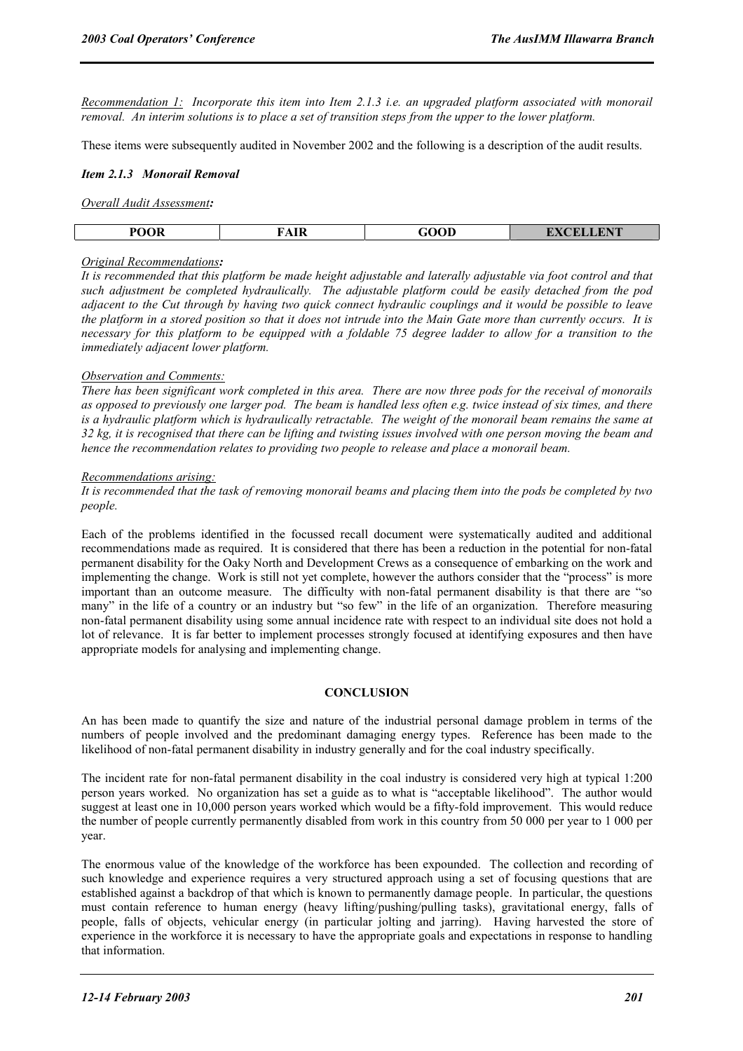*Recommendation 1: Incorporate this item into Item 2.1.3 i.e. an upgraded platform associated with monorail removal. An interim solutions is to place a set of transition steps from the upper to the lower platform.*

These items were subsequently audited in November 2002 and the following is a description of the audit results.

***Item 2.1.3 Monorail Removal***

*Overall Audit Assessment:*

| POOR | FAIR | GOOD | EXCELLENT |
|---|---|---|---|

*Original Recommendations:*

*It is recommended that this platform be made height adjustable and laterally adjustable via foot control and that such adjustment be completed hydraulically. The adjustable platform could be easily detached from the pod adjacent to the Cut through by having two quick connect hydraulic couplings and it would be possible to leave the platform in a stored position so that it does not intrude into the Main Gate more than currently occurs. It is necessary for this platform to be equipped with a foldable 75 degree ladder to allow for a transition to the immediately adjacent lower platform.*

*Observation and Comments:*

*There has been significant work completed in this area. There are now three pods for the receival of monorails as opposed to previously one larger pod. The beam is handled less often e.g. twice instead of six times, and there is a hydraulic platform which is hydraulically retractable. The weight of the monorail beam remains the same at 32 kg, it is recognised that there can be lifting and twisting issues involved with one person moving the beam and hence the recommendation relates to providing two people to release and place a monorail beam.*

*Recommendations arising:*

*It is recommended that the task of removing monorail beams and placing them into the pods be completed by two people.*

Each of the problems identified in the focussed recall document were systematically audited and additional recommendations made as required. It is considered that there has been a reduction in the potential for non-fatal permanent disability for the Oaky North and Development Crews as a consequence of embarking on the work and implementing the change. Work is still not yet complete, however the authors consider that the "process" is more important than an outcome measure. The difficulty with non-fatal permanent disability is that there are "so many" in the life of a country or an industry but "so few" in the life of an organization. Therefore measuring non-fatal permanent disability using some annual incidence rate with respect to an individual site does not hold a lot of relevance. It is far better to implement processes strongly focused at identifying exposures and then have appropriate models for analysing and implementing change.

## CONCLUSION

An has been made to quantify the size and nature of the industrial personal damage problem in terms of the numbers of people involved and the predominant damaging energy types. Reference has been made to the likelihood of non-fatal permanent disability in industry generally and for the coal industry specifically.

The incident rate for non-fatal permanent disability in the coal industry is considered very high at typical 1:200 person years worked. No organization has set a guide as to what is "acceptable likelihood". The author would suggest at least one in 10,000 person years worked which would be a fifty-fold improvement. This would reduce the number of people currently permanently disabled from work in this country from 50 000 per year to 1 000 per year.

The enormous value of the knowledge of the workforce has been expounded. The collection and recording of such knowledge and experience requires a very structured approach using a set of focusing questions that are established against a backdrop of that which is known to permanently damage people. In particular, the questions must contain reference to human energy (heavy lifting/pushing/pulling tasks), gravitational energy, falls of people, falls of objects, vehicular energy (in particular jolting and jarring). Having harvested the store of experience in the workforce it is necessary to have the appropriate goals and expectations in response to handling that information.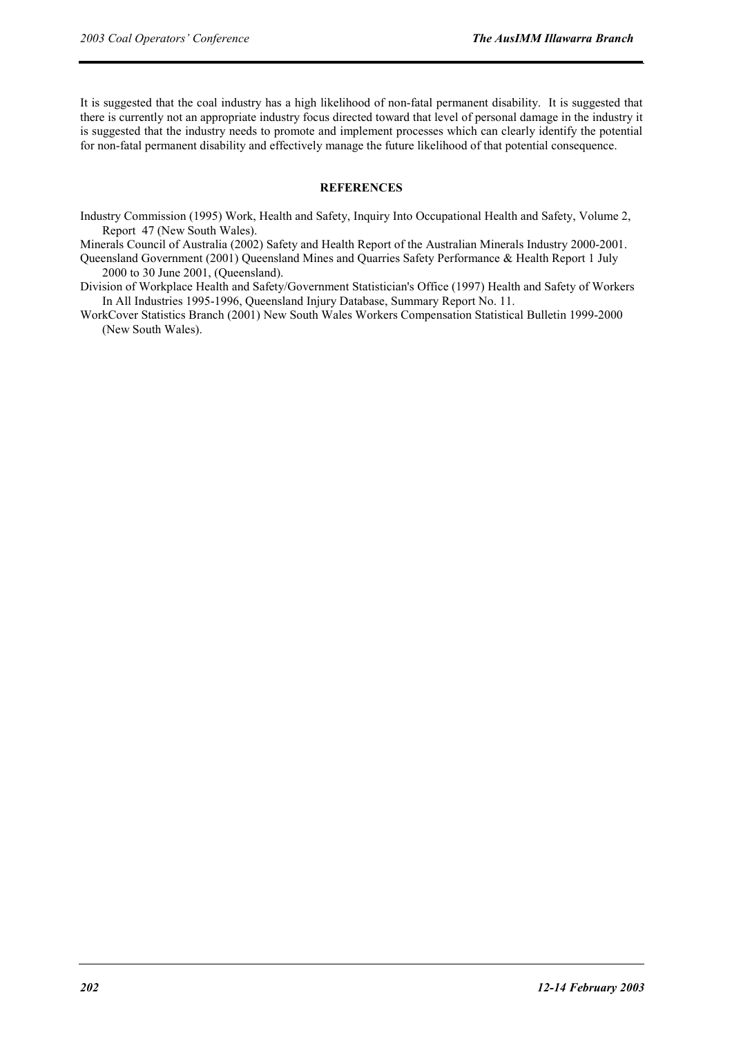It is suggested that the coal industry has a high likelihood of non-fatal permanent disability. It is suggested that there is currently not an appropriate industry focus directed toward that level of personal damage in the industry it is suggested that the industry needs to promote and implement processes which can clearly identify the potential for non-fatal permanent disability and effectively manage the future likelihood of that potential consequence.

## REFERENCES

Industry Commission (1995) Work, Health and Safety, Inquiry Into Occupational Health and Safety, Volume 2, Report 47 (New South Wales).

Minerals Council of Australia (2002) Safety and Health Report of the Australian Minerals Industry 2000-2001.

Queensland Government (2001) Queensland Mines and Quarries Safety Performance & Health Report 1 July 2000 to 30 June 2001, (Queensland).

Division of Workplace Health and Safety/Government Statistician's Office (1997) Health and Safety of Workers In All Industries 1995-1996, Queensland Injury Database, Summary Report No. 11.

WorkCover Statistics Branch (2001) New South Wales Workers Compensation Statistical Bulletin 1999-2000 (New South Wales).